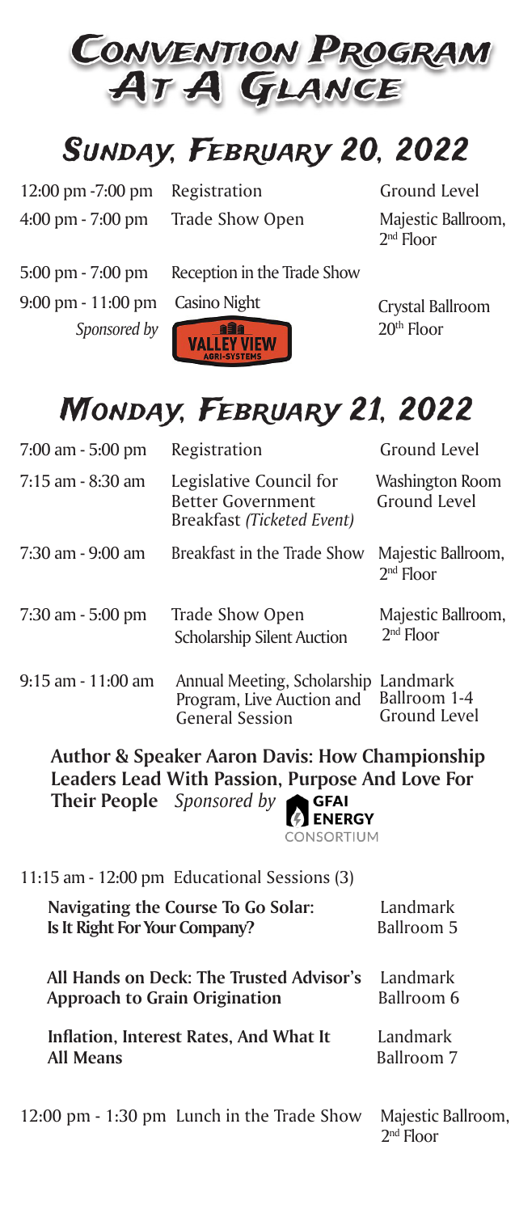# Convention Program At A Glance

## Sunday, February 20, 2022

| | | |
|---|---|---|
| 12:00 pm - 7:00 pm | Registration | Ground Level |
| 4:00 pm - 7:00 pm | Trade Show Open | Majestic Ballroom, 2nd Floor |
| 5:00 pm - 7:00 pm | Reception in the Trade Show | |
| 9:00 pm - 11:00 pm | Casino Night *Sponsored by* VALLEY VIEW AGRI-SYSTEMS | Crystal Ballroom 20th Floor |

## Monday, February 21, 2022

| | | |
|---|---|---|
| 7:00 am - 5:00 pm | Registration | Ground Level |
| 7:15 am - 8:30 am | Legislative Council for Better Government Breakfast *(Ticketed Event)* | Washington Room Ground Level |
| 7:30 am - 9:00 am | Breakfast in the Trade Show | Majestic Ballroom, 2nd Floor |
| 7:30 am - 5:00 pm | Trade Show Open<br>Scholarship Silent Auction | Majestic Ballroom, 2nd Floor |
| 9:15 am - 11:00 am | Annual Meeting, Scholarship Program, Live Auction and General Session | Landmark Ballroom 1-4 Ground Level |

**Author & Speaker Aaron Davis: How Championship Leaders Lead With Passion, Purpose And Love For Their People** *Sponsored by* GFAI ENERGY CONSORTIUM

11:15 am - 12:00 pm Educational Sessions (3)

| | |
|---|---|
| **Navigating the Course To Go Solar: Is It Right For Your Company?** | Landmark Ballroom 5 |
| **All Hands on Deck: The Trusted Advisor's Approach to Grain Origination** | Landmark Ballroom 6 |
| **Inflation, Interest Rates, And What It All Means** | Landmark Ballroom 7 |

12:00 pm - 1:30 pm Lunch in the Trade Show — Majestic Ballroom, 2nd Floor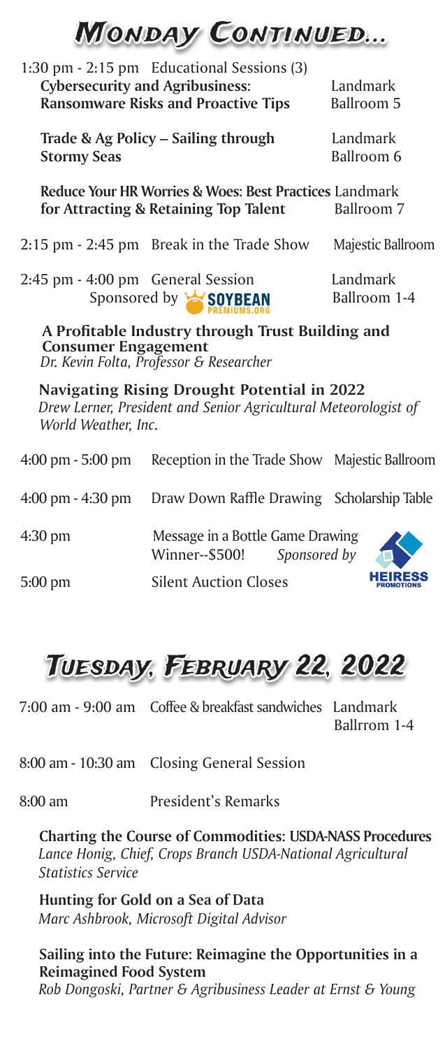# Monday Continued...

1:30 pm - 2:15 pm Educational Sessions (3)

**Cybersecurity and Agribusiness: Ransomware Risks and Proactive Tips** — Landmark Ballroom 5

**Trade & Ag Policy – Sailing through Stormy Seas** — Landmark Ballroom 6

**Reduce Your HR Worries & Woes: Best Practices for Attracting & Retaining Top Talent** — Landmark Ballroom 7

2:15 pm - 2:45 pm Break in the Trade Show — Majestic Ballroom

2:45 pm - 4:00 pm General Session — Landmark Ballroom 1-4
Sponsored by SOYBEAN PREMIUMS.ORG

**A Profitable Industry through Trust Building and Consumer Engagement**
*Dr. Kevin Folta, Professor & Researcher*

**Navigating Rising Drought Potential in 2022**
*Drew Lerner, President and Senior Agricultural Meteorologist of World Weather, Inc.*

| | | |
|---|---|---|
| 4:00 pm - 5:00 pm | Reception in the Trade Show | Majestic Ballroom |
| 4:00 pm - 4:30 pm | Draw Down Raffle Drawing | Scholarship Table |
| 4:30 pm | Message in a Bottle Game Drawing Winner--$500! *Sponsored by* HEIRESS PROMOTIONS | |
| 5:00 pm | Silent Auction Closes | |

# Tuesday, February 22, 2022

7:00 am - 9:00 am Coffee & breakfast sandwiches — Landmark Ballrrom 1-4

8:00 am - 10:30 am Closing General Session

8:00 am President's Remarks

**Charting the Course of Commodities: USDA-NASS Procedures**
*Lance Honig, Chief, Crops Branch USDA-National Agricultural Statistics Service*

**Hunting for Gold on a Sea of Data**
*Marc Ashbrook, Microsoft Digital Advisor*

**Sailing into the Future: Reimagine the Opportunities in a Reimagined Food System**
*Rob Dongoski, Partner & Agribusiness Leader at Ernst & Young*